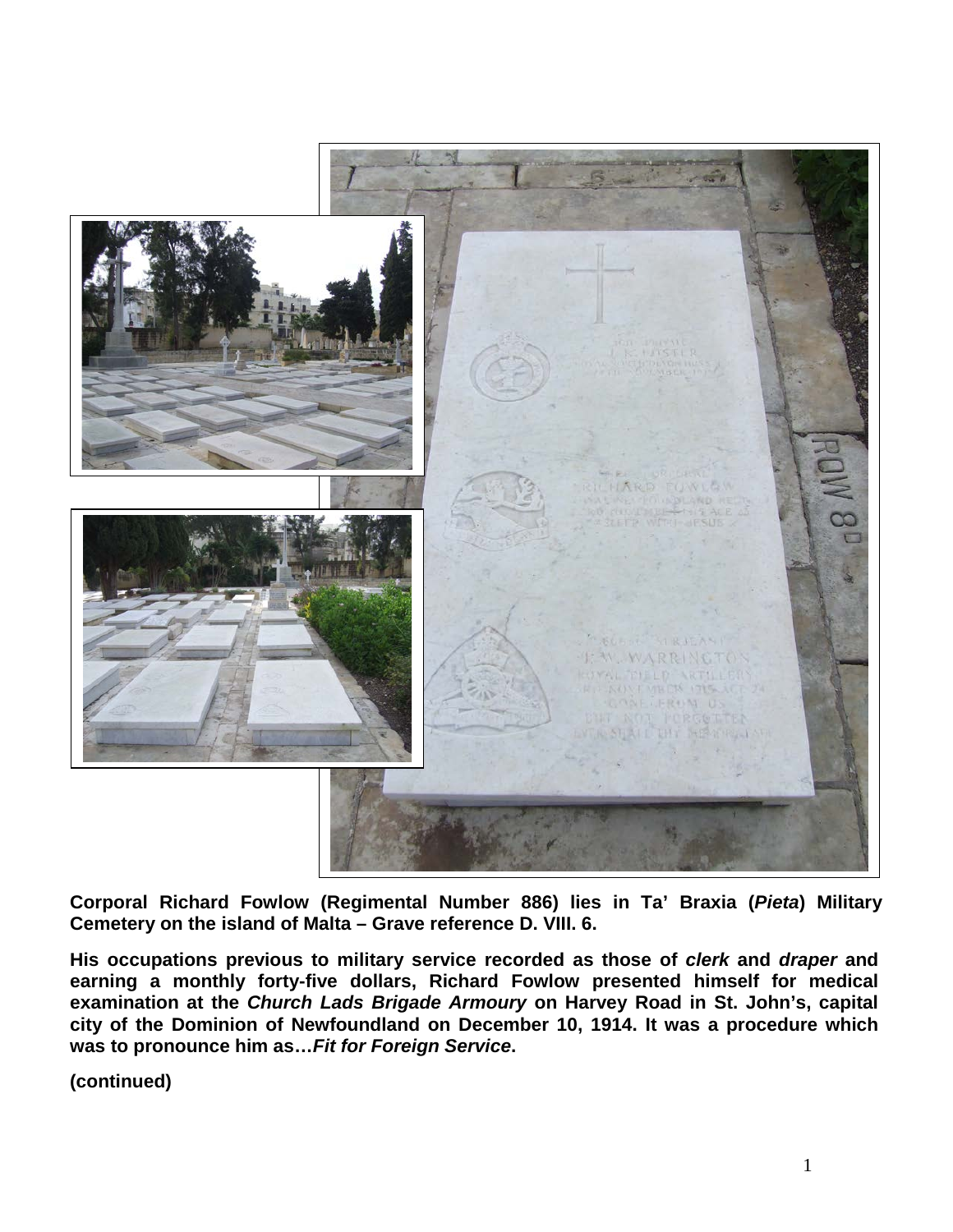**Corporal Richard Fowlow (Regimental Number 886) lies in Ta' Braxia (*Pieta*) Military Cemetery on the island of Malta – Grave reference D. VIII. 6.**

**His occupations previous to military service recorded as those of *clerk* and *draper* and earning a monthly forty-five dollars, Richard Fowlow presented himself for medical examination at the *Church Lads Brigade Armoury* on Harvey Road in St. John's, capital city of the Dominion of Newfoundland on December 10, 1914. It was a procedure which was to pronounce him as…*Fit for Foreign Service*.**

**(continued)**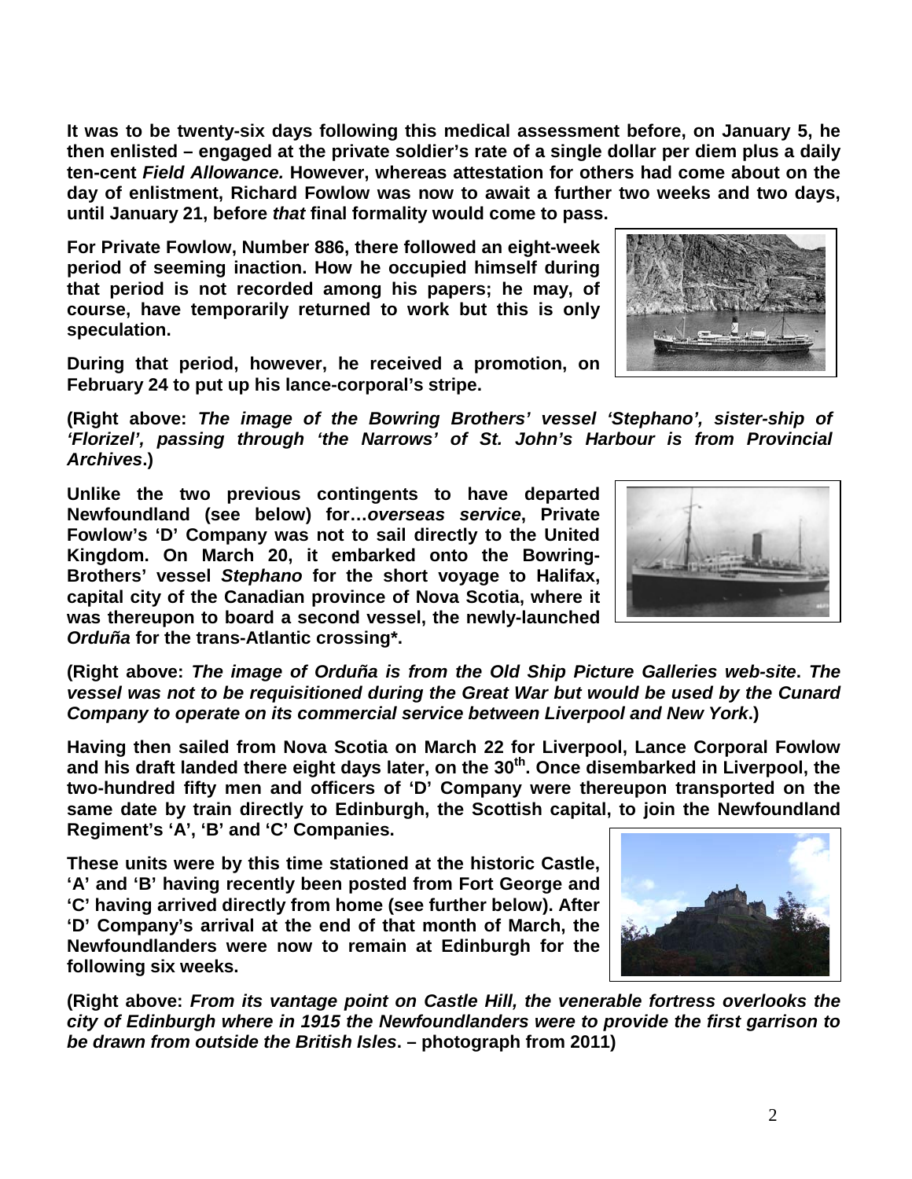**It was to be twenty-six days following this medical assessment before, on January 5, he then enlisted – engaged at the private soldier's rate of a single dollar per diem plus a daily ten-cent *Field Allowance.* However, whereas attestation for others had come about on the day of enlistment, Richard Fowlow was now to await a further two weeks and two days, until January 21, before *that* final formality would come to pass.**

**For Private Fowlow, Number 886, there followed an eight-week period of seeming inaction. How he occupied himself during that period is not recorded among his papers; he may, of course, have temporarily returned to work but this is only speculation.**

**During that period, however, he received a promotion, on February 24 to put up his lance-corporal's stripe.**

**(Right above: *The image of the Bowring Brothers' vessel 'Stephano', sister-ship of 'Florizel', passing through 'the Narrows' of St. John's Harbour is from Provincial Archives*.)**

**Unlike the two previous contingents to have departed Newfoundland (see below) for…*overseas service*, Private Fowlow's 'D' Company was not to sail directly to the United Kingdom. On March 20, it embarked onto the Bowring-Brothers' vessel *Stephano* for the short voyage to Halifax, capital city of the Canadian province of Nova Scotia, where it was thereupon to board a second vessel, the newly-launched *Orduña* for the trans-Atlantic crossing\*.**

**(Right above: *The image of Orduña is from the Old Ship Picture Galleries web-site*. *The vessel was not to be requisitioned during the Great War but would be used by the Cunard Company to operate on its commercial service between Liverpool and New York*.)**

**Having then sailed from Nova Scotia on March 22 for Liverpool, Lance Corporal Fowlow and his draft landed there eight days later, on the 30th. Once disembarked in Liverpool, the two-hundred fifty men and officers of 'D' Company were thereupon transported on the same date by train directly to Edinburgh, the Scottish capital, to join the Newfoundland Regiment's 'A', 'B' and 'C' Companies.**

**These units were by this time stationed at the historic Castle, 'A' and 'B' having recently been posted from Fort George and 'C' having arrived directly from home (see further below). After 'D' Company's arrival at the end of that month of March, the Newfoundlanders were now to remain at Edinburgh for the following six weeks.**

**(Right above: *From its vantage point on Castle Hill, the venerable fortress overlooks the city of Edinburgh where in 1915 the Newfoundlanders were to provide the first garrison to be drawn from outside the British Isles*. – photograph from 2011)**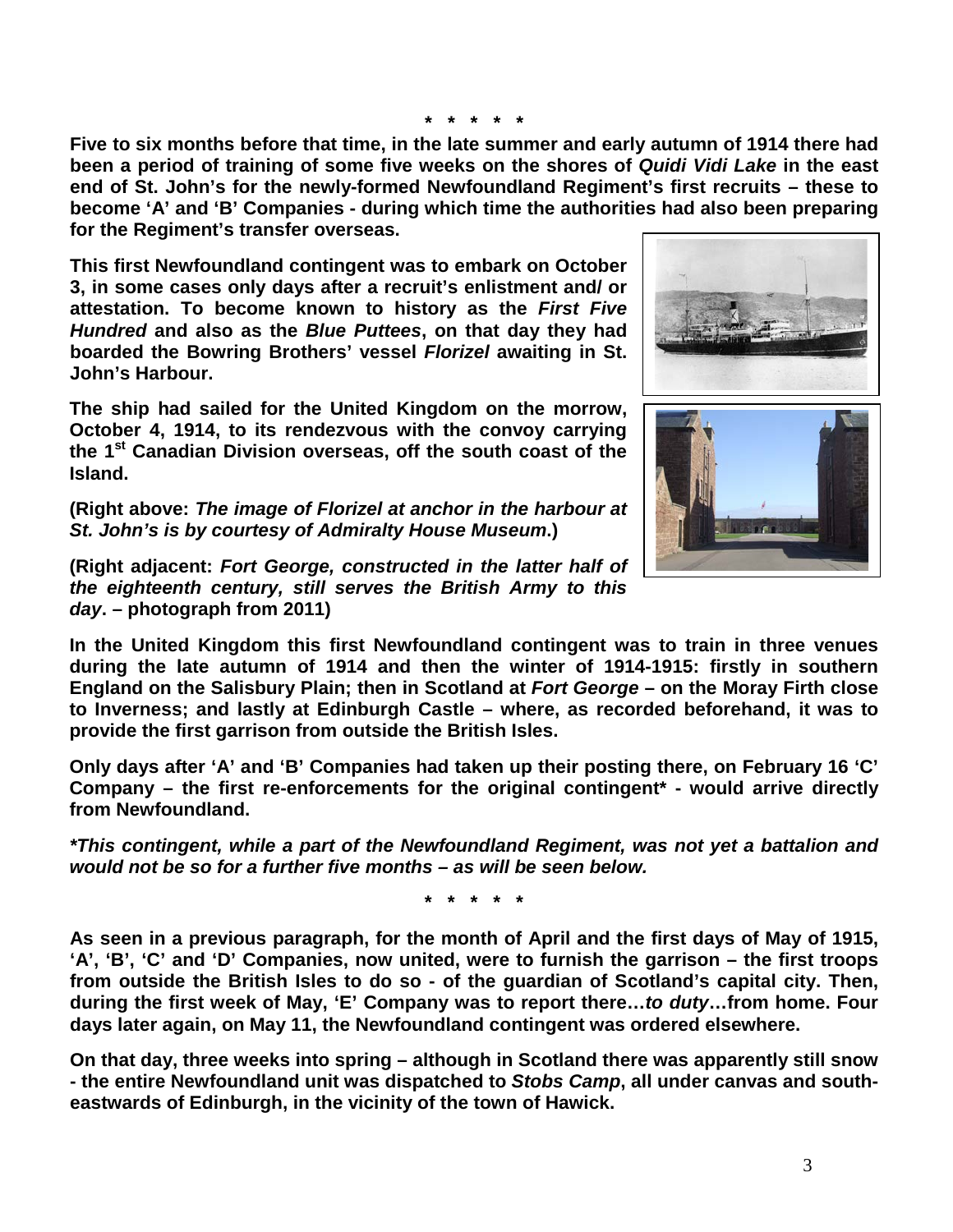**\*  \*  \*  \*  \***

**Five to six months before that time, in the late summer and early autumn of 1914 there had been a period of training of some five weeks on the shores of *Quidi Vidi Lake* in the east end of St. John's for the newly-formed Newfoundland Regiment's first recruits – these to become 'A' and 'B' Companies - during which time the authorities had also been preparing for the Regiment's transfer overseas.**

**This first Newfoundland contingent was to embark on October 3, in some cases only days after a recruit's enlistment and/ or attestation. To become known to history as the *First Five Hundred* and also as the *Blue Puttees*, on that day they had boarded the Bowring Brothers' vessel *Florizel* awaiting in St. John's Harbour.**

**The ship had sailed for the United Kingdom on the morrow, October 4, 1914, to its rendezvous with the convoy carrying the 1st Canadian Division overseas, off the south coast of the Island.**

**(Right above: *The image of Florizel at anchor in the harbour at St. John's is by courtesy of Admiralty House Museum*.)**

**(Right adjacent: *Fort George, constructed in the latter half of the eighteenth century, still serves the British Army to this day*. – photograph from 2011)**

**In the United Kingdom this first Newfoundland contingent was to train in three venues during the late autumn of 1914 and then the winter of 1914-1915: firstly in southern England on the Salisbury Plain; then in Scotland at *Fort George* – on the Moray Firth close to Inverness; and lastly at Edinburgh Castle – where, as recorded beforehand, it was to provide the first garrison from outside the British Isles.**

**Only days after 'A' and 'B' Companies had taken up their posting there, on February 16 'C' Company – the first re-enforcements for the original contingent\* - would arrive directly from Newfoundland.**

***\*This contingent, while a part of the Newfoundland Regiment, was not yet a battalion and would not be so for a further five months – as will be seen below.***

**\*  \*  \*  \*  \***

**As seen in a previous paragraph, for the month of April and the first days of May of 1915, 'A', 'B', 'C' and 'D' Companies, now united, were to furnish the garrison – the first troops from outside the British Isles to do so - of the guardian of Scotland's capital city. Then, during the first week of May, 'E' Company was to report there…*to duty*…from home. Four days later again, on May 11, the Newfoundland contingent was ordered elsewhere.**

**On that day, three weeks into spring – although in Scotland there was apparently still snow - the entire Newfoundland unit was dispatched to *Stobs Camp*, all under canvas and south-eastwards of Edinburgh, in the vicinity of the town of Hawick.**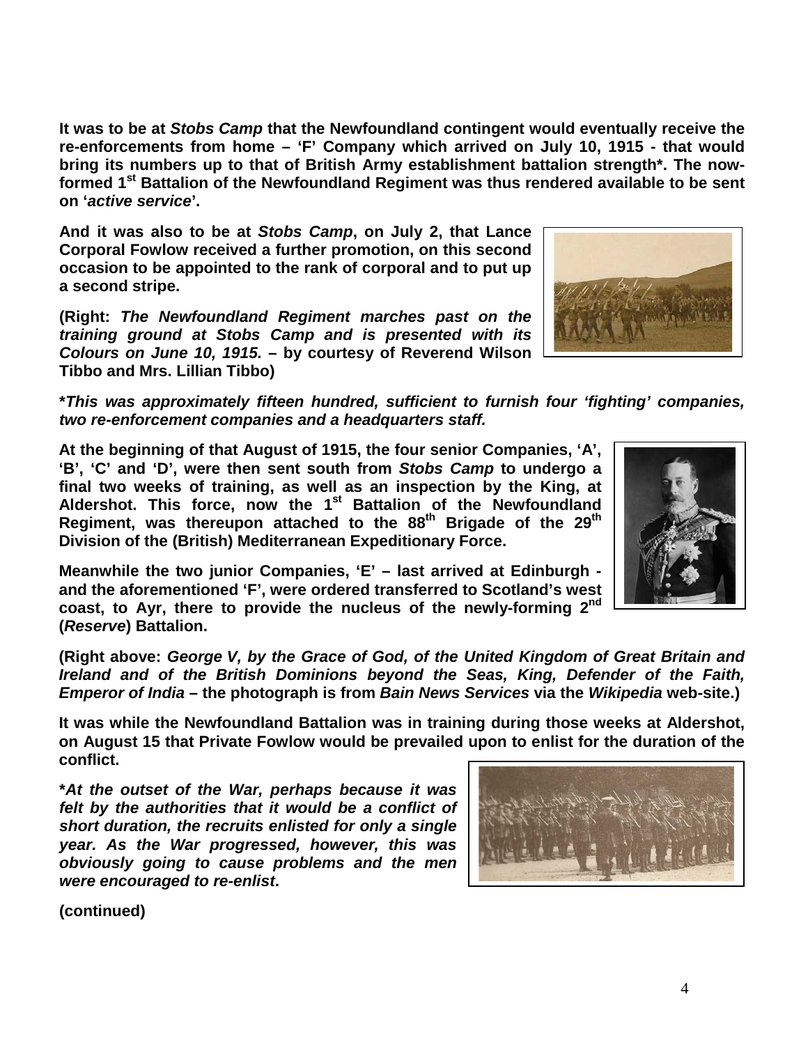**It was to be at *Stobs Camp* that the Newfoundland contingent would eventually receive the re-enforcements from home – 'F' Company which arrived on July 10, 1915 - that would bring its numbers up to that of British Army establishment battalion strength*. The now-formed 1st Battalion of the Newfoundland Regiment was thus rendered available to be sent on '*active service*'.**

**And it was also to be at *Stobs Camp*, on July 2, that Lance Corporal Fowlow received a further promotion, on this second occasion to be appointed to the rank of corporal and to put up a second stripe.**

**(Right: *The Newfoundland Regiment marches past on the training ground at Stobs Camp and is presented with its Colours on June 10, 1915.* – by courtesy of Reverend Wilson Tibbo and Mrs. Lillian Tibbo)**

***This was approximately fifteen hundred, sufficient to furnish four 'fighting' companies, two re-enforcement companies and a headquarters staff.***

**At the beginning of that August of 1915, the four senior Companies, 'A', 'B', 'C' and 'D', were then sent south from *Stobs Camp* to undergo a final two weeks of training, as well as an inspection by the King, at Aldershot. This force, now the 1st Battalion of the Newfoundland Regiment, was thereupon attached to the 88th Brigade of the 29th Division of the (British) Mediterranean Expeditionary Force.**

**Meanwhile the two junior Companies, 'E' – last arrived at Edinburgh - and the aforementioned 'F', were ordered transferred to Scotland's west coast, to Ayr, there to provide the nucleus of the newly-forming 2nd (*Reserve*) Battalion.**

**(Right above: *George V, by the Grace of God, of the United Kingdom of Great Britain and Ireland and of the British Dominions beyond the Seas, King, Defender of the Faith, Emperor of India* – the photograph is from *Bain News Services* via the *Wikipedia* web-site.)**

**It was while the Newfoundland Battalion was in training during those weeks at Aldershot, on August 15 that Private Fowlow would be prevailed upon to enlist for the duration of the conflict.**

***At the outset of the War, perhaps because it was felt by the authorities that it would be a conflict of short duration, the recruits enlisted for only a single year. As the War progressed, however, this was obviously going to cause problems and the men were encouraged to re-enlist*.**

**(continued)**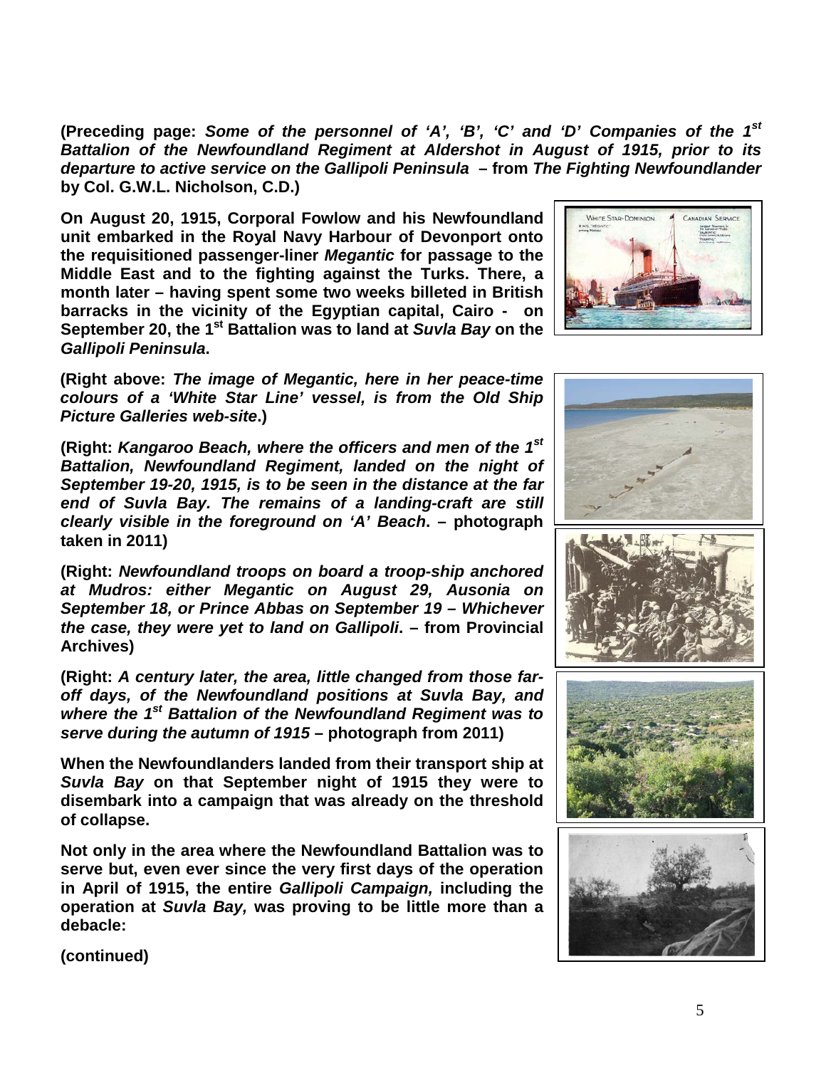**(Preceding page:** ***Some of the personnel of 'A', 'B', 'C' and 'D' Companies of the 1st Battalion of the Newfoundland Regiment at Aldershot in August of 1915, prior to its departure to active service on the Gallipoli Peninsula*** **– from** ***The Fighting Newfoundlander*** **by Col. G.W.L. Nicholson, C.D.)**

**On August 20, 1915, Corporal Fowlow and his Newfoundland unit embarked in the Royal Navy Harbour of Devonport onto the requisitioned passenger-liner** ***Megantic*** **for passage to the Middle East and to the fighting against the Turks. There, a month later – having spent some two weeks billeted in British barracks in the vicinity of the Egyptian capital, Cairo - on September 20, the 1st Battalion was to land at** ***Suvla Bay*** **on the** ***Gallipoli Peninsula*****.**

**(Right above:** ***The image of Megantic, here in her peace-time colours of a 'White Star Line' vessel, is from the Old Ship Picture Galleries web-site*****.)**

**(Right:** ***Kangaroo Beach, where the officers and men of the 1st Battalion, Newfoundland Regiment, landed on the night of September 19-20, 1915, is to be seen in the distance at the far end of Suvla Bay. The remains of a landing-craft are still clearly visible in the foreground on 'A' Beach*****. – photograph taken in 2011)**

**(Right:** ***Newfoundland troops on board a troop-ship anchored at Mudros: either Megantic on August 29, Ausonia on September 18, or Prince Abbas on September 19 – Whichever the case, they were yet to land on Gallipoli*****. – from Provincial Archives)**

**(Right:** ***A century later, the area, little changed from those far-off days, of the Newfoundland positions at Suvla Bay, and where the 1st Battalion of the Newfoundland Regiment was to serve during the autumn of 1915*** **– photograph from 2011)**

**When the Newfoundlanders landed from their transport ship at** ***Suvla Bay*** **on that September night of 1915 they were to disembark into a campaign that was already on the threshold of collapse.**

**Not only in the area where the Newfoundland Battalion was to serve but, even ever since the very first days of the operation in April of 1915, the entire** ***Gallipoli Campaign,*** **including the operation at** ***Suvla Bay,*** **was proving to be little more than a debacle:**

**(continued)**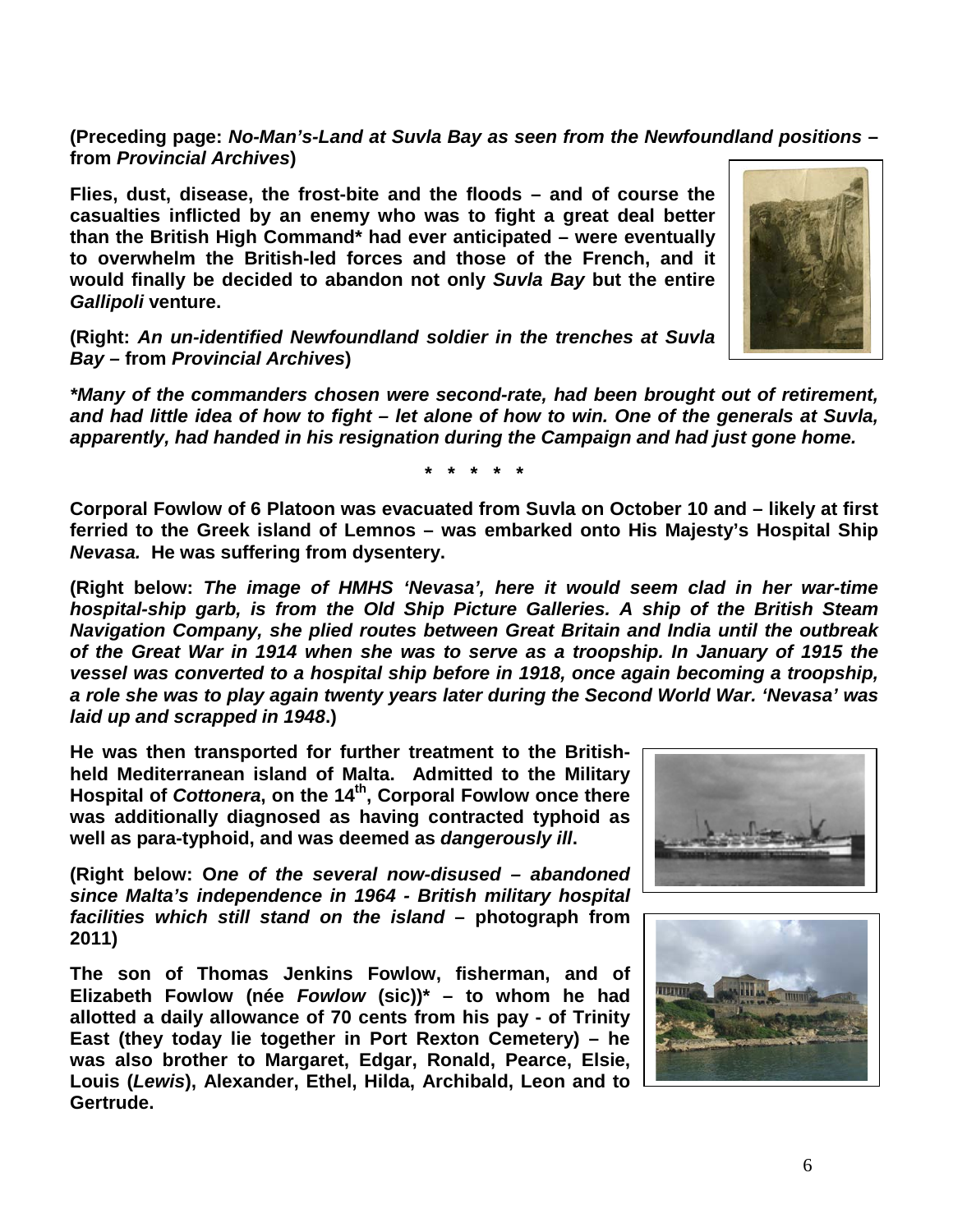**(Preceding page: *No-Man's-Land at Suvla Bay as seen from the Newfoundland positions* – from *Provincial Archives*)**

**Flies, dust, disease, the frost-bite and the floods – and of course the casualties inflicted by an enemy who was to fight a great deal better than the British High Command* had ever anticipated – were eventually to overwhelm the British-led forces and those of the French, and it would finally be decided to abandon not only *Suvla Bay* but the entire *Gallipoli* venture.**

**(Right: *An un-identified Newfoundland soldier in the trenches at Suvla Bay* – from *Provincial Archives*)**

***\*Many of the commanders chosen were second-rate, had been brought out of retirement, and had little idea of how to fight – let alone of how to win. One of the generals at Suvla, apparently, had handed in his resignation during the Campaign and had just gone home.***

**\* \* \* \* \***

**Corporal Fowlow of 6 Platoon was evacuated from Suvla on October 10 and – likely at first ferried to the Greek island of Lemnos – was embarked onto His Majesty's Hospital Ship *Nevasa.* He was suffering from dysentery.**

**(Right below: *The image of HMHS 'Nevasa', here it would seem clad in her war-time hospital-ship garb, is from the Old Ship Picture Galleries. A ship of the British Steam Navigation Company, she plied routes between Great Britain and India until the outbreak of the Great War in 1914 when she was to serve as a troopship. In January of 1915 the vessel was converted to a hospital ship before in 1918, once again becoming a troopship, a role she was to play again twenty years later during the Second World War. 'Nevasa' was laid up and scrapped in 1948*.)**

**He was then transported for further treatment to the British-held Mediterranean island of Malta. Admitted to the Military Hospital of *Cottonera*, on the 14th, Corporal Fowlow once there was additionally diagnosed as having contracted typhoid as well as para-typhoid, and was deemed as *dangerously ill*.**

**(Right below: O*ne of the several now-disused – abandoned since Malta's independence in 1964 - British military hospital facilities which still stand on the island* – photograph from 2011)**

**The son of Thomas Jenkins Fowlow, fisherman, and of Elizabeth Fowlow (née *Fowlow* (sic))\* – to whom he had allotted a daily allowance of 70 cents from his pay - of Trinity East (they today lie together in Port Rexton Cemetery) – he was also brother to Margaret, Edgar, Ronald, Pearce, Elsie, Louis (*Lewis*), Alexander, Ethel, Hilda, Archibald, Leon and to Gertrude.**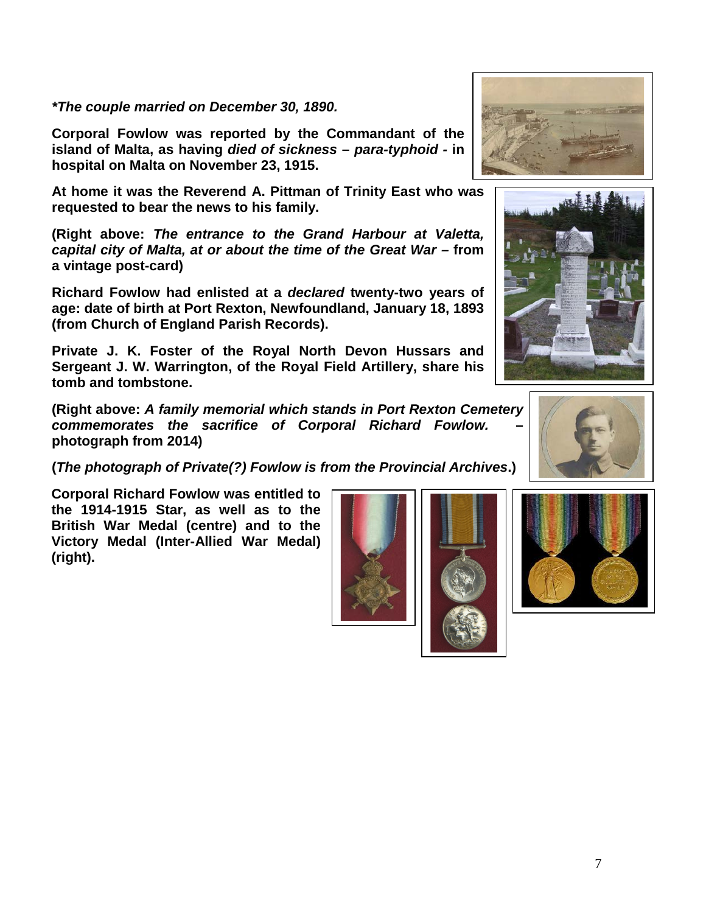***The couple married on December 30, 1890.***

**Corporal Fowlow was reported by the Commandant of the island of Malta, as having *died of sickness – para-typhoid -* in hospital on Malta on November 23, 1915.**

**At home it was the Reverend A. Pittman of Trinity East who was requested to bear the news to his family.**

**(Right above: *The entrance to the Grand Harbour at Valetta, capital city of Malta, at or about the time of the Great War* – from a vintage post-card)**

**Richard Fowlow had enlisted at a *declared* twenty-two years of age: date of birth at Port Rexton, Newfoundland, January 18, 1893 (from Church of England Parish Records).**

**Private J. K. Foster of the Royal North Devon Hussars and Sergeant J. W. Warrington, of the Royal Field Artillery, share his tomb and tombstone.**

**(Right above: *A family memorial which stands in Port Rexton Cemetery commemorates the sacrifice of Corporal Richard Fowlow.* – photograph from 2014)**

**(*The photograph of Private(?) Fowlow is from the Provincial Archives*.)**

**Corporal Richard Fowlow was entitled to the 1914-1915 Star, as well as to the British War Medal (centre) and to the Victory Medal (Inter-Allied War Medal) (right).**